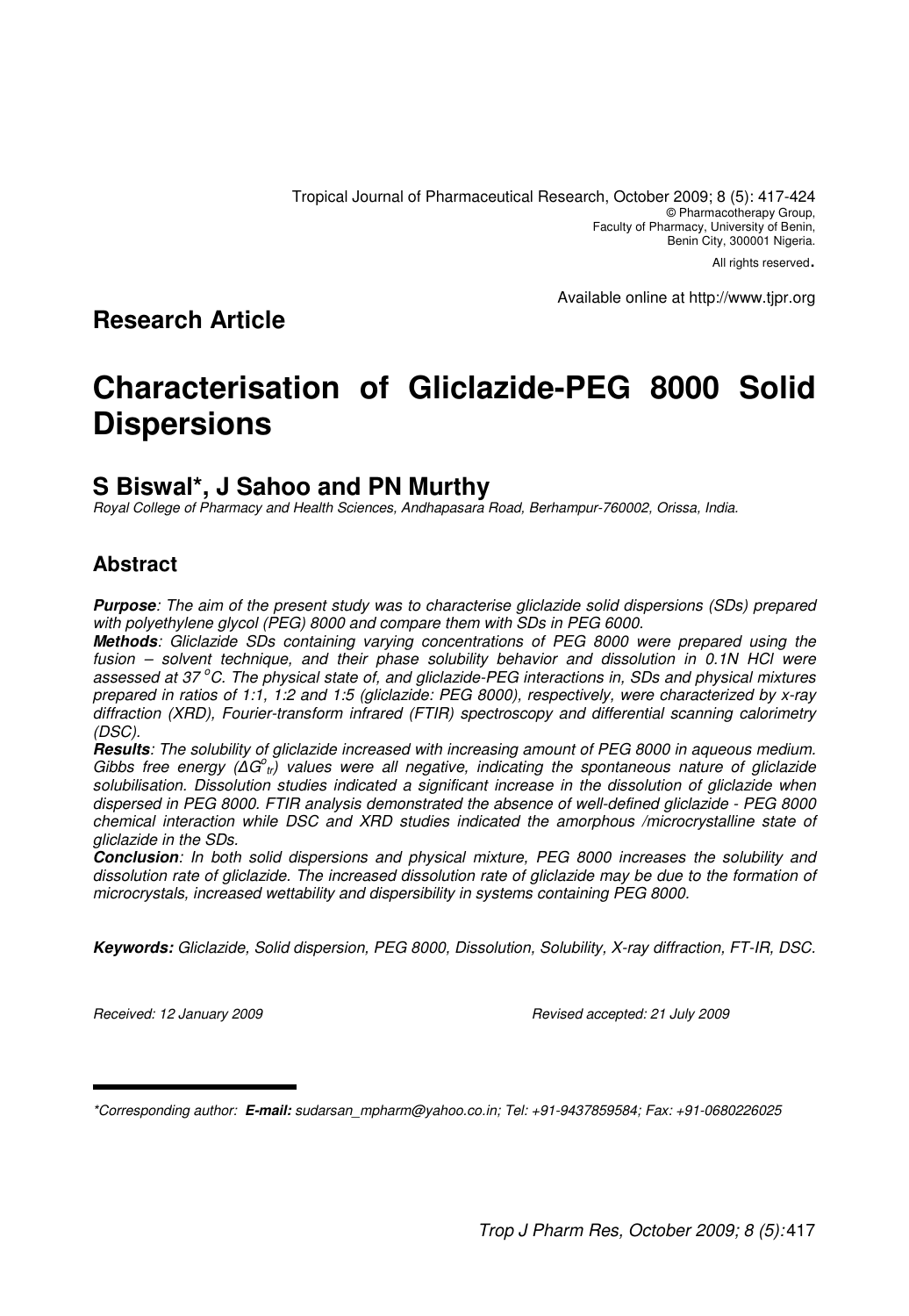Tropical Journal of Pharmaceutical Research, October 2009; 8 (5): 417-424
© Pharmacotherapy Group,
Faculty of Pharmacy, University of Benin,
Benin City, 300001 Nigeria.
All rights reserved.

Available online at http://www.tjpr.org

**Research Article**

# Characterisation of Gliclazide-PEG 8000 Solid Dispersions

## S Biswal*, J Sahoo and PN Murthy

*Royal College of Pharmacy and Health Sciences, Andhapasara Road, Berhampur-760002, Orissa, India.*

## Abstract

***Purpose***: *The aim of the present study was to characterise gliclazide solid dispersions (SDs) prepared with polyethylene glycol (PEG) 8000 and compare them with SDs in PEG 6000.*

***Methods***: *Gliclazide SDs containing varying concentrations of PEG 8000 were prepared using the fusion – solvent technique, and their phase solubility behavior and dissolution in 0.1N HCl were assessed at 37 °C. The physical state of, and gliclazide-PEG interactions in, SDs and physical mixtures prepared in ratios of 1:1, 1:2 and 1:5 (gliclazide: PEG 8000), respectively, were characterized by x-ray diffraction (XRD), Fourier-transform infrared (FTIR) spectroscopy and differential scanning calorimetry (DSC).*

***Results***: *The solubility of gliclazide increased with increasing amount of PEG 8000 in aqueous medium. Gibbs free energy ($\Delta G^{o}_{tr}$) values were all negative, indicating the spontaneous nature of gliclazide solubilisation. Dissolution studies indicated a significant increase in the dissolution of gliclazide when dispersed in PEG 8000. FTIR analysis demonstrated the absence of well-defined gliclazide - PEG 8000 chemical interaction while DSC and XRD studies indicated the amorphous /microcrystalline state of gliclazide in the SDs.*

***Conclusion***: *In both solid dispersions and physical mixture, PEG 8000 increases the solubility and dissolution rate of gliclazide. The increased dissolution rate of gliclazide may be due to the formation of microcrystals, increased wettability and dispersibility in systems containing PEG 8000.*

**Keywords:** *Gliclazide, Solid dispersion, PEG 8000, Dissolution, Solubility, X-ray diffraction, FT-IR, DSC.*

*Received: 12 January 2009* *Revised accepted: 21 July 2009*

*\*Corresponding author:* ***E-mail:*** *sudarsan_mpharm@yahoo.co.in; Tel: +91-9437859584; Fax: +91-0680226025*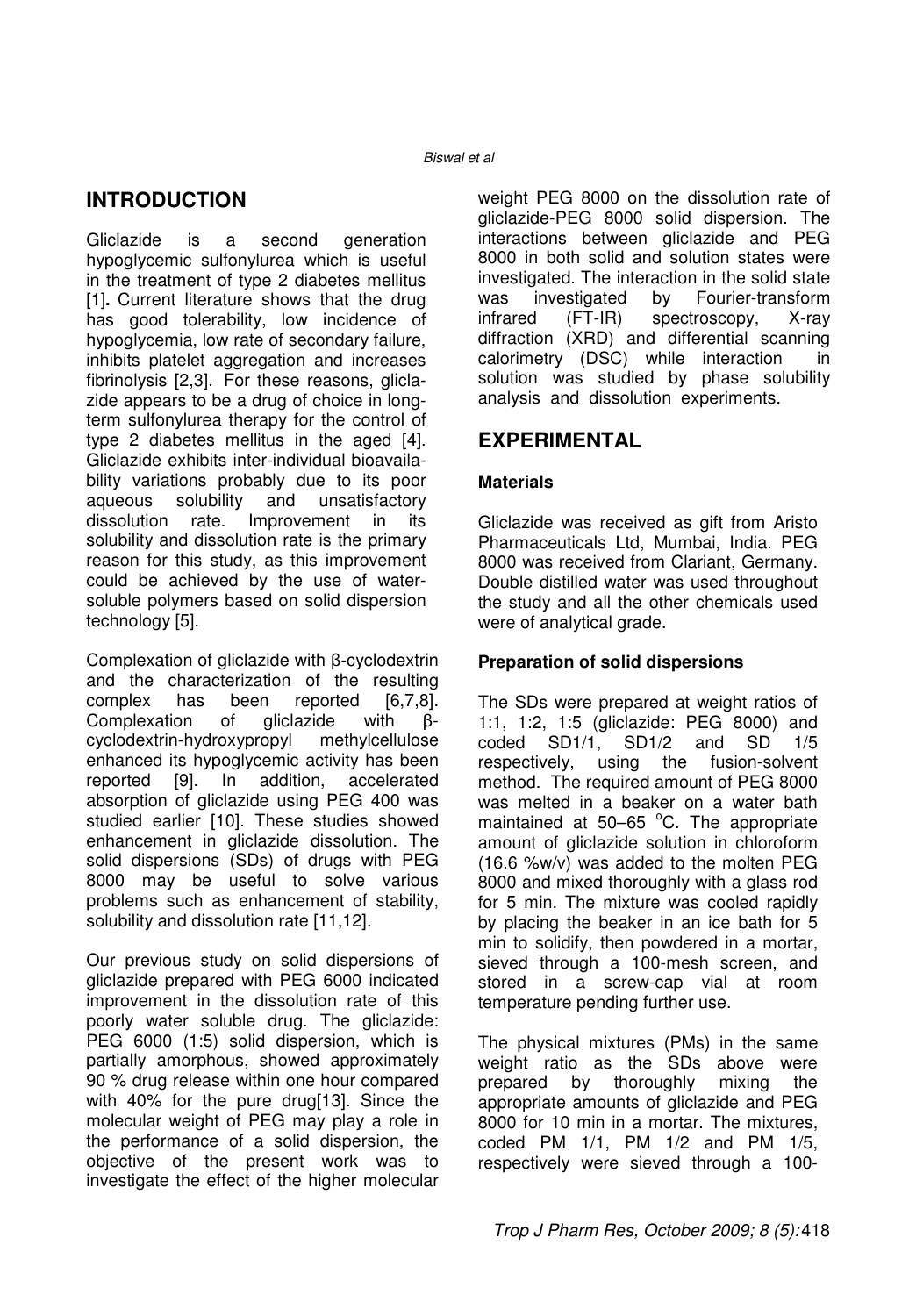## INTRODUCTION

Gliclazide is a second generation hypoglycemic sulfonylurea which is useful in the treatment of type 2 diabetes mellitus [1]. Current literature shows that the drug has good tolerability, low incidence of hypoglycemia, low rate of secondary failure, inhibits platelet aggregation and increases fibrinolysis [2,3]. For these reasons, gliclazide appears to be a drug of choice in long-term sulfonylurea therapy for the control of type 2 diabetes mellitus in the aged [4]. Gliclazide exhibits inter-individual bioavailability variations probably due to its poor aqueous solubility and unsatisfactory dissolution rate. Improvement in its solubility and dissolution rate is the primary reason for this study, as this improvement could be achieved by the use of water-soluble polymers based on solid dispersion technology [5].

Complexation of gliclazide with β-cyclodextrin and the characterization of the resulting complex has been reported [6,7,8]. Complexation of gliclazide with β-cyclodextrin-hydroxypropyl methylcellulose enhanced its hypoglycemic activity has been reported [9]. In addition, accelerated absorption of gliclazide using PEG 400 was studied earlier [10]. These studies showed enhancement in gliclazide dissolution. The solid dispersions (SDs) of drugs with PEG 8000 may be useful to solve various problems such as enhancement of stability, solubility and dissolution rate [11,12].

Our previous study on solid dispersions of gliclazide prepared with PEG 6000 indicated improvement in the dissolution rate of this poorly water soluble drug. The gliclazide: PEG 6000 (1:5) solid dispersion, which is partially amorphous, showed approximately 90 % drug release within one hour compared with 40% for the pure drug[13]. Since the molecular weight of PEG may play a role in the performance of a solid dispersion, the objective of the present work was to investigate the effect of the higher molecular weight PEG 8000 on the dissolution rate of gliclazide-PEG 8000 solid dispersion. The interactions between gliclazide and PEG 8000 in both solid and solution states were investigated. The interaction in the solid state was investigated by Fourier-transform infrared (FT-IR) spectroscopy, X-ray diffraction (XRD) and differential scanning calorimetry (DSC) while interaction in solution was studied by phase solubility analysis and dissolution experiments.

## EXPERIMENTAL

### Materials

Gliclazide was received as gift from Aristo Pharmaceuticals Ltd, Mumbai, India. PEG 8000 was received from Clariant, Germany. Double distilled water was used throughout the study and all the other chemicals used were of analytical grade.

### Preparation of solid dispersions

The SDs were prepared at weight ratios of 1:1, 1:2, 1:5 (gliclazide: PEG 8000) and coded SD1/1, SD1/2 and SD 1/5 respectively, using the fusion-solvent method. The required amount of PEG 8000 was melted in a beaker on a water bath maintained at 50–65 °C. The appropriate amount of gliclazide solution in chloroform (16.6 %w/v) was added to the molten PEG 8000 and mixed thoroughly with a glass rod for 5 min. The mixture was cooled rapidly by placing the beaker in an ice bath for 5 min to solidify, then powdered in a mortar, sieved through a 100-mesh screen, and stored in a screw-cap vial at room temperature pending further use.

The physical mixtures (PMs) in the same weight ratio as the SDs above were prepared by thoroughly mixing the appropriate amounts of gliclazide and PEG 8000 for 10 min in a mortar. The mixtures, coded PM 1/1, PM 1/2 and PM 1/5, respectively were sieved through a 100-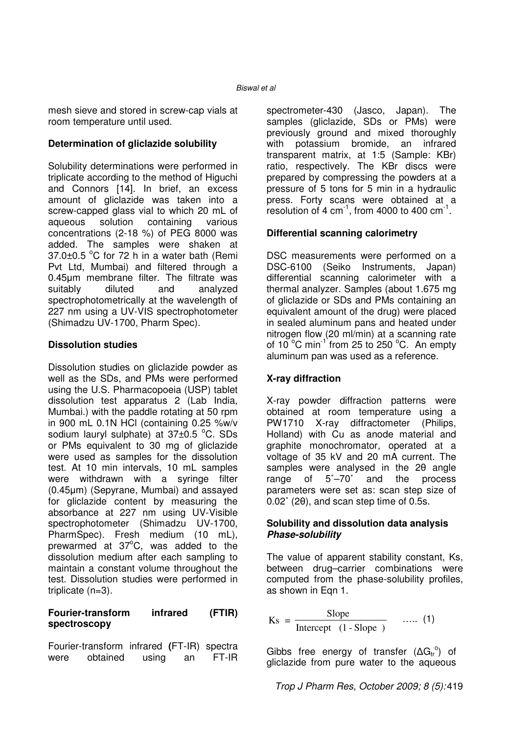mesh sieve and stored in screw-cap vials at room temperature until used.

**Determination of gliclazide solubility**

Solubility determinations were performed in triplicate according to the method of Higuchi and Connors [14]. In brief, an excess amount of gliclazide was taken into a screw-capped glass vial to which 20 mL of aqueous solution containing various concentrations (2-18 %) of PEG 8000 was added. The samples were shaken at 37.0±0.5 °C for 72 h in a water bath (Remi Pvt Ltd, Mumbai) and filtered through a 0.45µm membrane filter. The filtrate was suitably diluted and analyzed spectrophotometrically at the wavelength of 227 nm using a UV-VIS spectrophotometer (Shimadzu UV-1700, Pharm Spec).

**Dissolution studies**

Dissolution studies on gliclazide powder as well as the SDs, and PMs were performed using the U.S. Pharmacopoeia (USP) tablet dissolution test apparatus 2 (Lab India, Mumbai.) with the paddle rotating at 50 rpm in 900 mL 0.1N HCl (containing 0.25 %w/v sodium lauryl sulphate) at 37±0.5 °C. SDs or PMs equivalent to 30 mg of gliclazide were used as samples for the dissolution test. At 10 min intervals, 10 mL samples were withdrawn with a syringe filter (0.45µm) (Sepyrane, Mumbai) and assayed for gliclazide content by measuring the absorbance at 227 nm using UV-Visible spectrophotometer (Shimadzu UV-1700, PharmSpec). Fresh medium (10 mL), prewarmed at 37°C, was added to the dissolution medium after each sampling to maintain a constant volume throughout the test. Dissolution studies were performed in triplicate (n=3).

**Fourier-transform infrared (FTIR) spectroscopy**

Fourier-transform infrared (FT-IR) spectra were obtained using an FT-IR spectrometer-430 (Jasco, Japan). The samples (gliclazide, SDs or PMs) were previously ground and mixed thoroughly with potassium bromide, an infrared transparent matrix, at 1:5 (Sample: KBr) ratio, respectively. The KBr discs were prepared by compressing the powders at a pressure of 5 tons for 5 min in a hydraulic press. Forty scans were obtained at a resolution of 4 $cm^{-1}$, from 4000 to 400 $cm^{-1}$.

**Differential scanning calorimetry**

DSC measurements were performed on a DSC-6100 (Seiko Instruments, Japan) differential scanning calorimeter with a thermal analyzer. Samples (about 1.675 mg of gliclazide or SDs and PMs containing an equivalent amount of the drug) were placed in sealed aluminum pans and heated under nitrogen flow (20 ml/min) at a scanning rate of 10 °C $min^{-1}$ from 25 to 250 °C. An empty aluminum pan was used as a reference.

**X-ray diffraction**

X-ray powder diffraction patterns were obtained at room temperature using a PW1710 X-ray diffractometer (Philips, Holland) with Cu as anode material and graphite monochromator, operated at a voltage of 35 kV and 20 mA current. The samples were analysed in the 2θ angle range of 5˚–70˚ and the process parameters were set as: scan step size of 0.02˚ (2θ), and scan step time of 0.5s.

**Solubility and dissolution data analysis**

***Phase-solubility***

The value of apparent stability constant, Ks, between drug–carrier combinations were computed from the phase-solubility profiles, as shown in Eqn 1.

$$Ks = \frac{\text{Slope}}{\text{Intercept} \quad (1 - \text{Slope})} \quad \ldots\ldots (1)$$

Gibbs free energy of transfer ($\Delta G_{tr}^{o}$) of gliclazide from pure water to the aqueous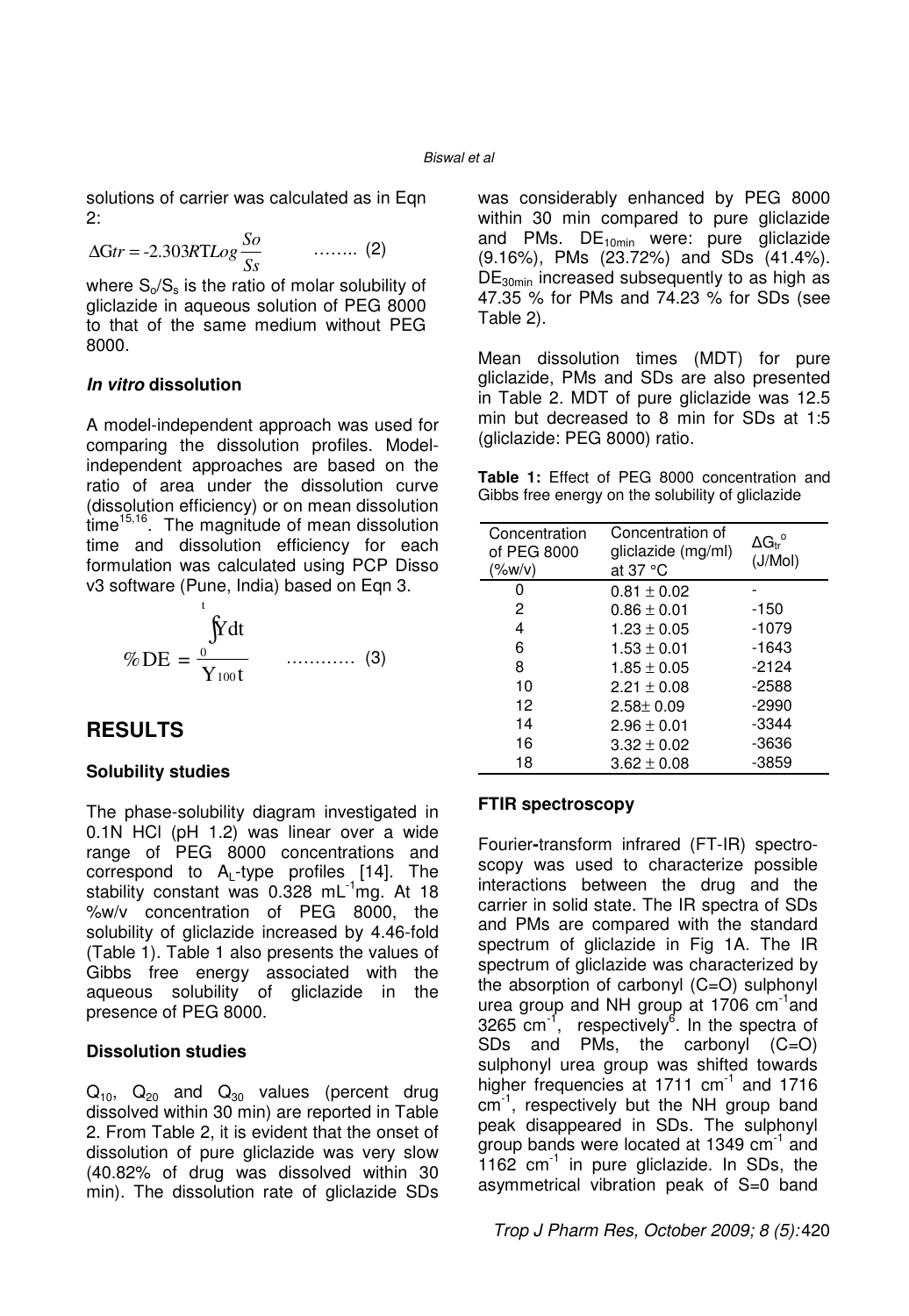solutions of carrier was calculated as in Eqn 2:

$$\Delta Gtr = -2.303RTLog\frac{So}{Ss} \quad \text{........ (2)}$$

where $S_o/S_s$ is the ratio of molar solubility of gliclazide in aqueous solution of PEG 8000 to that of the same medium without PEG 8000.

### *In vitro* dissolution

A model-independent approach was used for comparing the dissolution profiles. Model-independent approaches are based on the ratio of area under the dissolution curve (dissolution efficiency) or on mean dissolution time[15,16]. The magnitude of mean dissolution time and dissolution efficiency for each formulation was calculated using PCP Disso v3 software (Pune, India) based on Eqn 3.

$$\%DE = \frac{\int_0^t Y dt}{Y_{100} t} \quad \text{............ (3)}$$

## RESULTS

### Solubility studies

The phase-solubility diagram investigated in 0.1N HCl (pH 1.2) was linear over a wide range of PEG 8000 concentrations and correspond to $A_L$-type profiles [14]. The stability constant was 0.328 $mL^{-1}$mg. At 18 %w/v concentration of PEG 8000, the solubility of gliclazide increased by 4.46-fold (Table 1). Table 1 also presents the values of Gibbs free energy associated with the aqueous solubility of gliclazide in the presence of PEG 8000.

### Dissolution studies

$Q_{10}$, $Q_{20}$ and $Q_{30}$ values (percent drug dissolved within 30 min) are reported in Table 2. From Table 2, it is evident that the onset of dissolution of pure gliclazide was very slow (40.82% of drug was dissolved within 30 min). The dissolution rate of gliclazide SDs was considerably enhanced by PEG 8000 within 30 min compared to pure gliclazide and PMs. $DE_{10min}$ were: pure gliclazide (9.16%), PMs (23.72%) and SDs (41.4%). $DE_{30min}$ increased subsequently to as high as 47.35 % for PMs and 74.23 % for SDs (see Table 2).

Mean dissolution times (MDT) for pure gliclazide, PMs and SDs are also presented in Table 2. MDT of pure gliclazide was 12.5 min but decreased to 8 min for SDs at 1:5 (gliclazide: PEG 8000) ratio.

**Table 1:** Effect of PEG 8000 concentration and Gibbs free energy on the solubility of gliclazide

| Concentration of PEG 8000 (%w/v) | Concentration of gliclazide (mg/ml) at 37 °C | $\Delta G_{tr}^{o}$ (J/Mol) |
|---|---|---|
| 0 | 0.81 ± 0.02 | - |
| 2 | 0.86 ± 0.01 | -150 |
| 4 | 1.23 ± 0.05 | -1079 |
| 6 | 1.53 ± 0.01 | -1643 |
| 8 | 1.85 ± 0.05 | -2124 |
| 10 | 2.21 ± 0.08 | -2588 |
| 12 | 2.58± 0.09 | -2990 |
| 14 | 2.96 ± 0.01 | -3344 |
| 16 | 3.32 ± 0.02 | -3636 |
| 18 | 3.62 ± 0.08 | -3859 |

### FTIR spectroscopy

Fourier-transform infrared (FT-IR) spectroscopy was used to characterize possible interactions between the drug and the carrier in solid state. The IR spectra of SDs and PMs are compared with the standard spectrum of gliclazide in Fig 1A. The IR spectrum of gliclazide was characterized by the absorption of carbonyl (C=O) sulphonyl urea group and NH group at 1706 $cm^{-1}$and 3265 $cm^{-1}$, respectively[6]. In the spectra of SDs and PMs, the carbonyl (C=O) sulphonyl urea group was shifted towards higher frequencies at 1711 $cm^{-1}$ and 1716 $cm^{-1}$, respectively but the NH group band peak disappeared in SDs. The sulphonyl group bands were located at 1349 $cm^{-1}$ and 1162 $cm^{-1}$ in pure gliclazide. In SDs, the asymmetrical vibration peak of S=0 band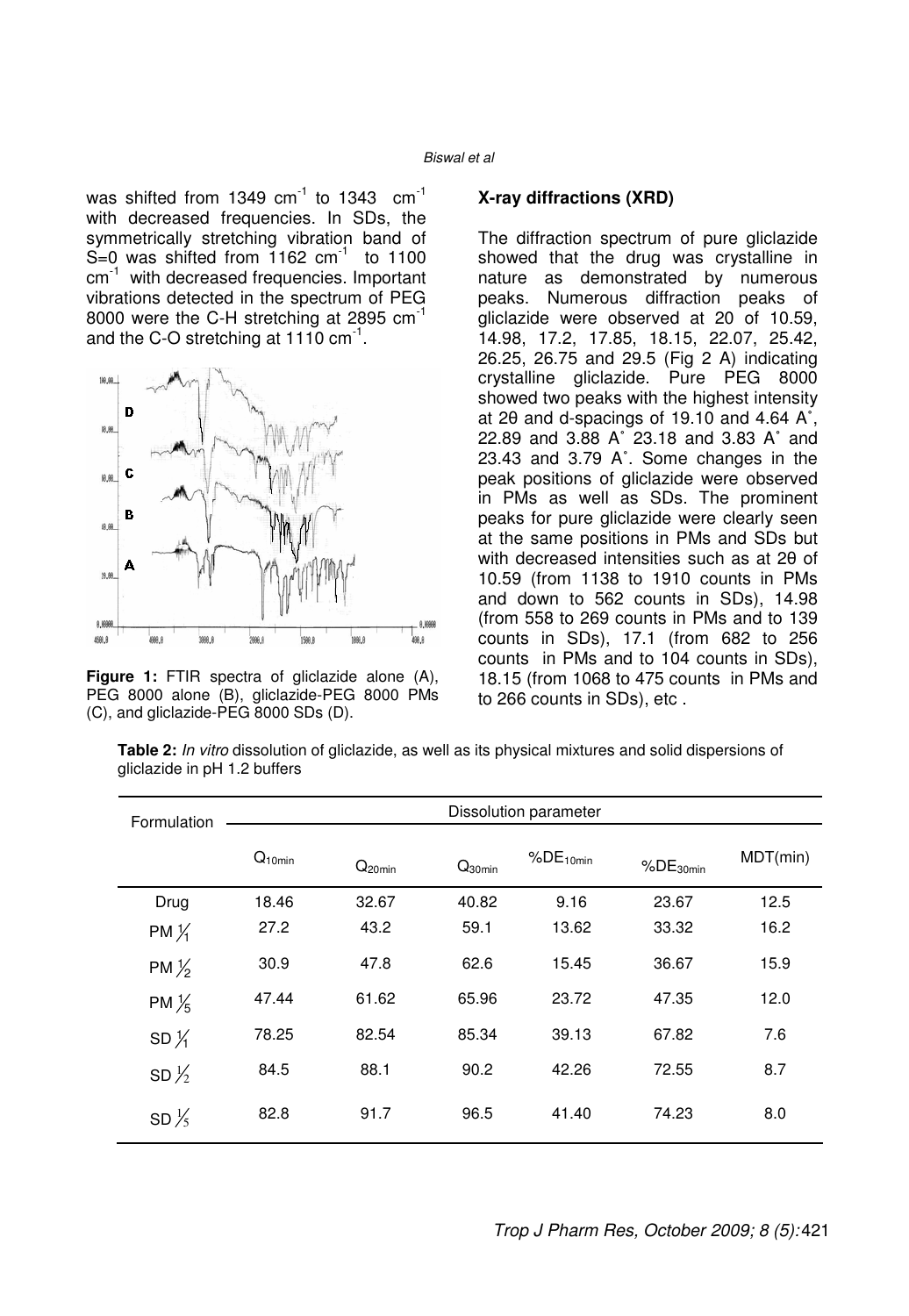was shifted from 1349 $cm^{-1}$ to 1343 $cm^{-1}$ with decreased frequencies. In SDs, the symmetrically stretching vibration band of S=0 was shifted from 1162 $cm^{-1}$ to 1100 $cm^{-1}$ with decreased frequencies. Important vibrations detected in the spectrum of PEG 8000 were the C-H stretching at 2895 $cm^{-1}$ and the C-O stretching at 1110 $cm^{-1}$.

**Figure 1:** FTIR spectra of gliclazide alone (A), PEG 8000 alone (B), gliclazide-PEG 8000 PMs (C), and gliclazide-PEG 8000 SDs (D).

### X-ray diffractions (XRD)

The diffraction spectrum of pure gliclazide showed that the drug was crystalline in nature as demonstrated by numerous peaks. Numerous diffraction peaks of gliclazide were observed at 2θ of 10.59, 14.98, 17.2, 17.85, 18.15, 22.07, 25.42, 26.25, 26.75 and 29.5 (Fig 2 A) indicating crystalline gliclazide. Pure PEG 8000 showed two peaks with the highest intensity at 2θ and d-spacings of 19.10 and 4.64 A˚, 22.89 and 3.88 A˚ 23.18 and 3.83 A˚ and 23.43 and 3.79 A˚. Some changes in the peak positions of gliclazide were observed in PMs as well as SDs. The prominent peaks for pure gliclazide were clearly seen at the same positions in PMs and SDs but with decreased intensities such as at 2θ of 10.59 (from 1138 to 1910 counts in PMs and down to 562 counts in SDs), 14.98 (from 558 to 269 counts in PMs and to 139 counts in SDs), 17.1 (from 682 to 256 counts in PMs and to 104 counts in SDs), 18.15 (from 1068 to 475 counts in PMs and to 266 counts in SDs), etc .

**Table 2:** *In vitro* dissolution of gliclazide, as well as its physical mixtures and solid dispersions of gliclazide in pH 1.2 buffers

| Formulation | Dissolution parameter | | | | | |
|---|---|---|---|---|---|---|
| | $Q_{10min}$ | $Q_{20min}$ | $Q_{30min}$ | $\%DE_{10min}$ | $\%DE_{30min}$ | MDT(min) |
| Drug | 18.46 | 32.67 | 40.82 | 9.16 | 23.67 | 12.5 |
| PM 1/1 | 27.2 | 43.2 | 59.1 | 13.62 | 33.32 | 16.2 |
| PM 1/2 | 30.9 | 47.8 | 62.6 | 15.45 | 36.67 | 15.9 |
| PM 1/5 | 47.44 | 61.62 | 65.96 | 23.72 | 47.35 | 12.0 |
| SD 1/1 | 78.25 | 82.54 | 85.34 | 39.13 | 67.82 | 7.6 |
| SD 1/2 | 84.5 | 88.1 | 90.2 | 42.26 | 72.55 | 8.7 |
| SD 1/5 | 82.8 | 91.7 | 96.5 | 41.40 | 74.23 | 8.0 |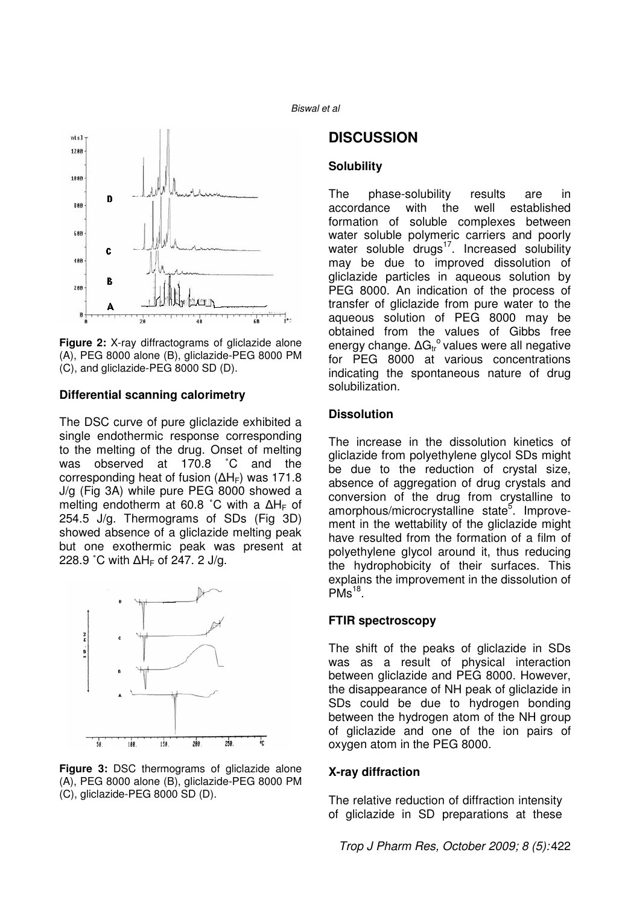**Figure 2:** X-ray diffractograms of gliclazide alone (A), PEG 8000 alone (B), gliclazide-PEG 8000 PM (C), and gliclazide-PEG 8000 SD (D).

### Differential scanning calorimetry

The DSC curve of pure gliclazide exhibited a single endothermic response corresponding to the melting of the drug. Onset of melting was observed at 170.8 ˚C and the corresponding heat of fusion ($\Delta H_F$) was 171.8 J/g (Fig 3A) while pure PEG 8000 showed a melting endotherm at 60.8 ˚C with a $\Delta H_F$ of 254.5 J/g. Thermograms of SDs (Fig 3D) showed absence of a gliclazide melting peak but one exothermic peak was present at 228.9 ˚C with $\Delta H_F$ of 247. 2 J/g.

**Figure 3:** DSC thermograms of gliclazide alone (A), PEG 8000 alone (B), gliclazide-PEG 8000 PM (C), gliclazide-PEG 8000 SD (D).

## DISCUSSION

### Solubility

The phase-solubility results are in accordance with the well established formation of soluble complexes between water soluble polymeric carriers and poorly water soluble drugs[17]. Increased solubility may be due to improved dissolution of gliclazide particles in aqueous solution by PEG 8000. An indication of the process of transfer of gliclazide from pure water to the aqueous solution of PEG 8000 may be obtained from the values of Gibbs free energy change. $\Delta G_{tr}^{o}$ values were all negative for PEG 8000 at various concentrations indicating the spontaneous nature of drug solubilization.

### Dissolution

The increase in the dissolution kinetics of gliclazide from polyethylene glycol SDs might be due to the reduction of crystal size, absence of aggregation of drug crystals and conversion of the drug from crystalline to amorphous/microcrystalline state[5]. Improvement in the wettability of the gliclazide might have resulted from the formation of a film of polyethylene glycol around it, thus reducing the hydrophobicity of their surfaces. This explains the improvement in the dissolution of PMs[18].

### FTIR spectroscopy

The shift of the peaks of gliclazide in SDs was as a result of physical interaction between gliclazide and PEG 8000. However, the disappearance of NH peak of gliclazide in SDs could be due to hydrogen bonding between the hydrogen atom of the NH group of gliclazide and one of the ion pairs of oxygen atom in the PEG 8000.

### X-ray diffraction

The relative reduction of diffraction intensity of gliclazide in SD preparations at these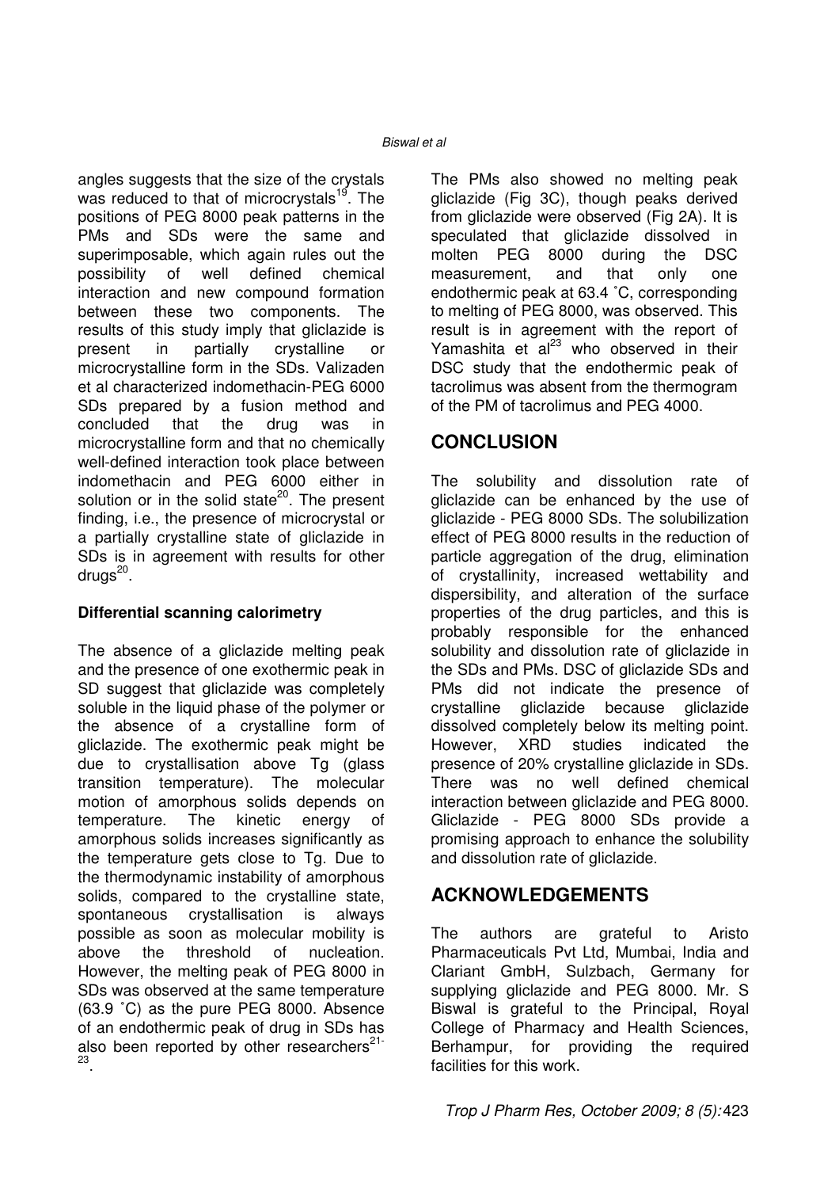angles suggests that the size of the crystals was reduced to that of microcrystals[19]. The positions of PEG 8000 peak patterns in the PMs and SDs were the same and superimposable, which again rules out the possibility of well defined chemical interaction and new compound formation between these two components. The results of this study imply that gliclazide is present in partially crystalline or microcrystalline form in the SDs. Valizaden et al characterized indomethacin-PEG 6000 SDs prepared by a fusion method and concluded that the drug was in microcrystalline form and that no chemically well-defined interaction took place between indomethacin and PEG 6000 either in solution or in the solid state[20]. The present finding, i.e., the presence of microcrystal or a partially crystalline state of gliclazide in SDs is in agreement with results for other drugs[20].

### Differential scanning calorimetry

The absence of a gliclazide melting peak and the presence of one exothermic peak in SD suggest that gliclazide was completely soluble in the liquid phase of the polymer or the absence of a crystalline form of gliclazide. The exothermic peak might be due to crystallisation above Tg (glass transition temperature). The molecular motion of amorphous solids depends on temperature. The kinetic energy of amorphous solids increases significantly as the temperature gets close to Tg. Due to the thermodynamic instability of amorphous solids, compared to the crystalline state, spontaneous crystallisation is always possible as soon as molecular mobility is above the threshold of nucleation. However, the melting peak of PEG 8000 in SDs was observed at the same temperature (63.9 ˚C) as the pure PEG 8000. Absence of an endothermic peak of drug in SDs has also been reported by other researchers[21-23].

The PMs also showed no melting peak gliclazide (Fig 3C), though peaks derived from gliclazide were observed (Fig 2A). It is speculated that gliclazide dissolved in molten PEG 8000 during the DSC measurement, and that only one endothermic peak at 63.4 ˚C, corresponding to melting of PEG 8000, was observed. This result is in agreement with the report of Yamashita et al[23] who observed in their DSC study that the endothermic peak of tacrolimus was absent from the thermogram of the PM of tacrolimus and PEG 4000.

## CONCLUSION

The solubility and dissolution rate of gliclazide can be enhanced by the use of gliclazide - PEG 8000 SDs. The solubilization effect of PEG 8000 results in the reduction of particle aggregation of the drug, elimination of crystallinity, increased wettability and dispersibility, and alteration of the surface properties of the drug particles, and this is probably responsible for the enhanced solubility and dissolution rate of gliclazide in the SDs and PMs. DSC of gliclazide SDs and PMs did not indicate the presence of crystalline gliclazide because gliclazide dissolved completely below its melting point. However, XRD studies indicated the presence of 20% crystalline gliclazide in SDs. There was no well defined chemical interaction between gliclazide and PEG 8000. Gliclazide - PEG 8000 SDs provide a promising approach to enhance the solubility and dissolution rate of gliclazide.

## ACKNOWLEDGEMENTS

The authors are grateful to Aristo Pharmaceuticals Pvt Ltd, Mumbai, India and Clariant GmbH, Sulzbach, Germany for supplying gliclazide and PEG 8000. Mr. S Biswal is grateful to the Principal, Royal College of Pharmacy and Health Sciences, Berhampur, for providing the required facilities for this work.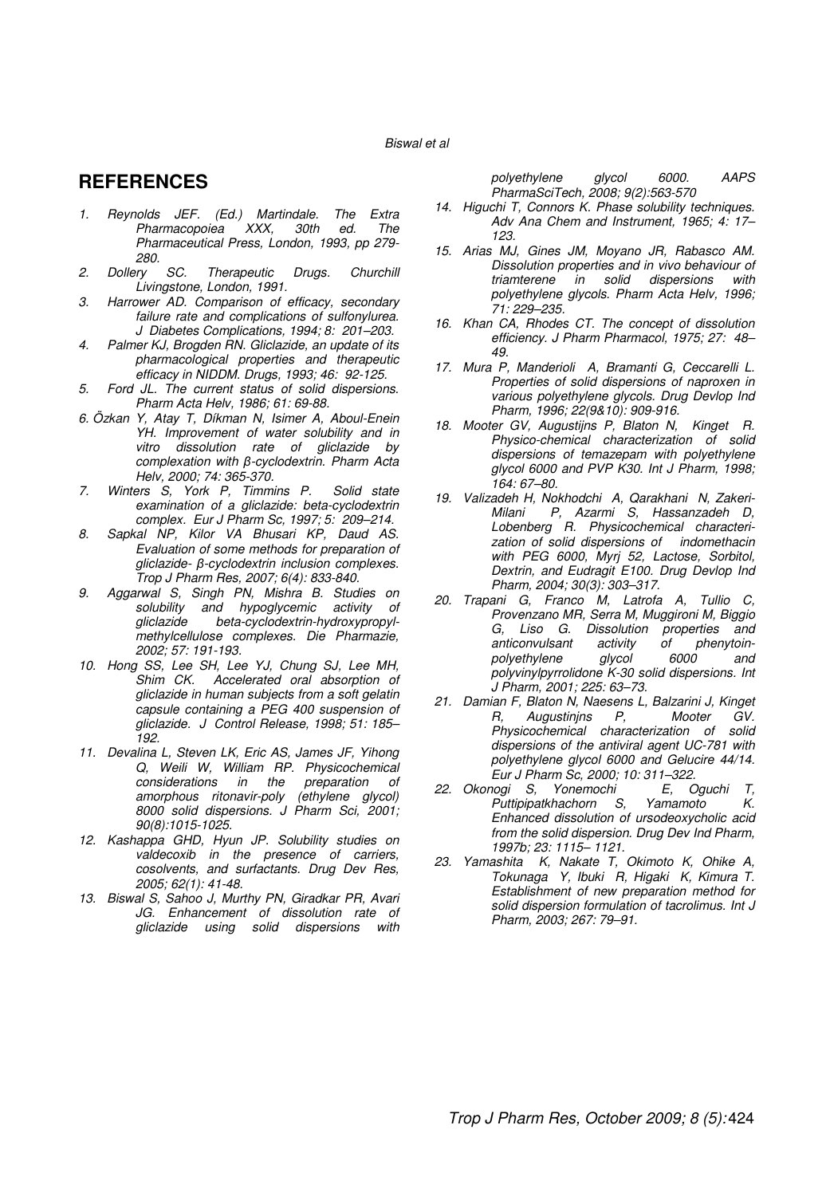## REFERENCES

1. Reynolds JEF. (Ed.) Martindale. The Extra Pharmacopoiea XXX, 30th ed. The Pharmaceutical Press, London, 1993, pp 279-280.
2. Dollery SC. Therapeutic Drugs. Churchill Livingstone, London, 1991.
3. Harrower AD. Comparison of efficacy, secondary failure rate and complications of sulfonylurea. J Diabetes Complications, 1994; 8: 201–203.
4. Palmer KJ, Brogden RN. Gliclazide, an update of its pharmacological properties and therapeutic efficacy in NIDDM. Drugs, 1993; 46: 92-125.
5. Ford JL. The current status of solid dispersions. Pharm Acta Helv, 1986; 61: 69-88.
6. Özkan Y, Atay T, Díkman N, Isimer A, Aboul-Enein YH. Improvement of water solubility and in vitro dissolution rate of gliclazide by complexation with β-cyclodextrin. Pharm Acta Helv, 2000; 74: 365-370.
7. Winters S, York P, Timmins P. Solid state examination of a gliclazide: beta-cyclodextrin complex. Eur J Pharm Sc, 1997; 5: 209–214.
8. Sapkal NP, Kilor VA Bhusari KP, Daud AS. Evaluation of some methods for preparation of gliclazide- β-cyclodextrin inclusion complexes. Trop J Pharm Res, 2007; 6(4): 833-840.
9. Aggarwal S, Singh PN, Mishra B. Studies on solubility and hypoglycemic activity of gliclazide beta-cyclodextrin-hydroxypropylmethylcellulose complexes. Die Pharmazie, 2002; 57: 191-193.
10. Hong SS, Lee SH, Lee YJ, Chung SJ, Lee MH, Shim CK. Accelerated oral absorption of gliclazide in human subjects from a soft gelatin capsule containing a PEG 400 suspension of gliclazide. J Control Release, 1998; 51: 185–192.
11. Devalina L, Steven LK, Eric AS, James JF, Yihong Q, Weili W, William RP. Physicochemical considerations in the preparation of amorphous ritonavir-poly (ethylene glycol) 8000 solid dispersions. J Pharm Sci, 2001; 90(8):1015-1025.
12. Kashappa GHD, Hyun JP. Solubility studies on valdecoxib in the presence of carriers, cosolvents, and surfactants. Drug Dev Res, 2005; 62(1): 41-48.
13. Biswal S, Sahoo J, Murthy PN, Giradkar PR, Avari JG. Enhancement of dissolution rate of gliclazide using solid dispersions with polyethylene glycol 6000. AAPS PharmaSciTech, 2008; 9(2):563-570
14. Higuchi T, Connors K. Phase solubility techniques. Adv Ana Chem and Instrument, 1965; 4: 17–123.
15. Arias MJ, Gines JM, Moyano JR, Rabasco AM. Dissolution properties and in vivo behaviour of triamterene in solid dispersions with polyethylene glycols. Pharm Acta Helv, 1996; 71: 229–235.
16. Khan CA, Rhodes CT. The concept of dissolution efficiency. J Pharm Pharmacol, 1975; 27: 48–49.
17. Mura P, Manderioli A, Bramanti G, Ceccarelli L. Properties of solid dispersions of naproxen in various polyethylene glycols. Drug Devlop Ind Pharm, 1996; 22(9&10): 909-916.
18. Mooter GV, Augustijns P, Blaton N, Kinget R. Physico-chemical characterization of solid dispersions of temazepam with polyethylene glycol 6000 and PVP K30. Int J Pharm, 1998; 164: 67–80.
19. Valizadeh H, Nokhodchi A, Qarakhani N, Zakeri-Milani P, Azarmi S, Hassanzadeh D, Lobenberg R. Physicochemical characterization of solid dispersions of indomethacin with PEG 6000, Myrj 52, Lactose, Sorbitol, Dextrin, and Eudragit E100. Drug Devlop Ind Pharm, 2004; 30(3): 303–317.
20. Trapani G, Franco M, Latrofa A, Tullio C, Provenzano MR, Serra M, Muggironi M, Biggio G, Liso G. Dissolution properties and anticonvulsant activity of phenytoin-polyethylene glycol 6000 and polyvinylpyrrolidone K-30 solid dispersions. Int J Pharm, 2001; 225: 63–73.
21. Damian F, Blaton N, Naesens L, Balzarini J, Kinget R, Augustinjns P, Mooter GV. Physicochemical characterization of solid dispersions of the antiviral agent UC-781 with polyethylene glycol 6000 and Gelucire 44/14. Eur J Pharm Sc, 2000; 10: 311–322.
22. Okonogi S, Yonemochi E, Oguchi T, Puttipipatkhachorn S, Yamamoto K. Enhanced dissolution of ursodeoxycholic acid from the solid dispersion. Drug Dev Ind Pharm, 1997b; 23: 1115– 1121.
23. Yamashita K, Nakate T, Okimoto K, Ohike A, Tokunaga Y, Ibuki R, Higaki K, Kimura T. Establishment of new preparation method for solid dispersion formulation of tacrolimus. Int J Pharm, 2003; 267: 79–91.